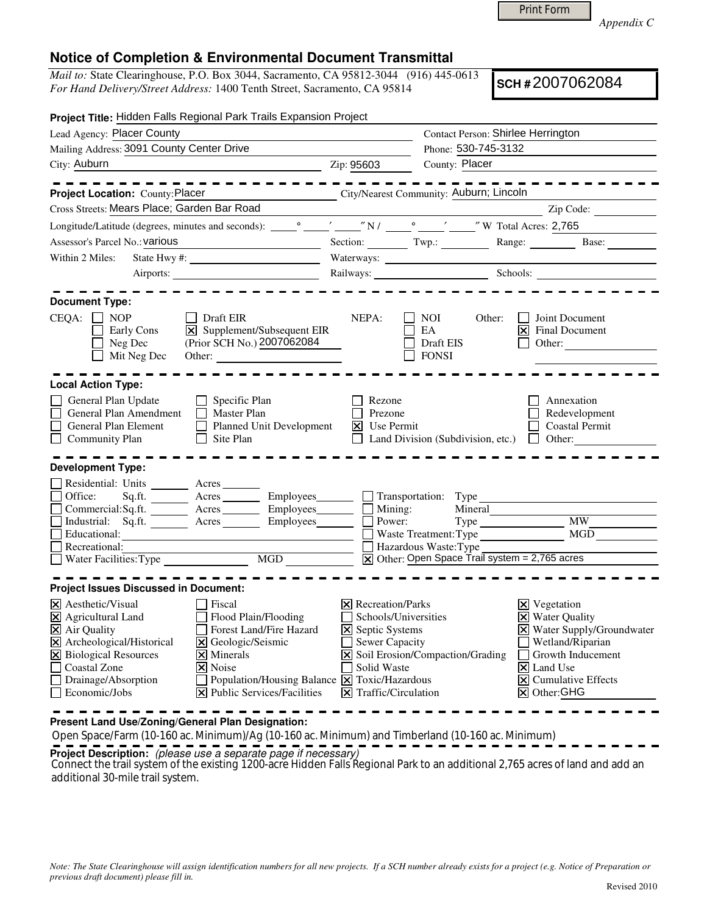*Appendix C*

# Notice of Completion & Environmental Document Transmittal

*Mail to:* State Clearinghouse, P.O. Box 3044, Sacramento, CA 95812-3044 (916) 445-0613
*For Hand Delivery/Street Address:* 1400 Tenth Street, Sacramento, CA 95814

**SCH #** 2007062084

**Project Title:** Hidden Falls Regional Park Trails Expansion Project

Lead Agency: Placer County | Contact Person: Shirlee Herrington
Mailing Address: 3091 County Center Drive | Phone: 530-745-3132
City: Auburn | Zip: 95603 | County: Placer

---

**Project Location:** County: Placer | City/Nearest Community: Auburn; Lincoln
Cross Streets: Mears Place; Garden Bar Road | Zip Code:
Longitude/Latitude (degrees, minutes and seconds): \_\_° \_\_′ \_\_″ N / \_\_° \_\_′ \_\_″ W Total Acres: 2,765
Assessor's Parcel No.: various | Section: | Twp.: | Range: | Base:
Within 2 Miles: State Hwy #: | Waterways:
Airports: | Railways: | Schools:

---

**Document Type:**

CEQA: ☐ NOP ☐ Early Cons ☐ Neg Dec ☐ Mit Neg Dec ☐ Draft EIR ☒ Supplement/Subsequent EIR (Prior SCH No.) 2007062084 Other:

NEPA: ☐ NOI ☐ EA ☐ Draft EIS ☐ FONSI

Other: ☐ Joint Document ☒ Final Document ☐ Other:

---

**Local Action Type:**

☐ General Plan Update ☐ General Plan Amendment ☐ General Plan Element ☐ Community Plan ☐ Specific Plan ☐ Master Plan ☐ Planned Unit Development ☐ Site Plan ☐ Rezone ☐ Prezone ☒ Use Permit ☐ Land Division (Subdivision, etc.) ☐ Annexation ☐ Redevelopment ☐ Coastal Permit ☐ Other:

---

**Development Type:**

☐ Residential: Units \_\_\_ Acres \_\_\_
☐ Office: Sq.ft. \_\_\_ Acres \_\_\_ Employees \_\_\_
☐ Commercial: Sq.ft. \_\_\_ Acres \_\_\_ Employees \_\_\_
☐ Industrial: Sq.ft. \_\_\_ Acres \_\_\_ Employees \_\_\_
☐ Educational:
☐ Recreational:
☐ Water Facilities: Type \_\_\_ MGD \_\_\_
☐ Transportation: Type
☐ Mining: Mineral
☐ Power: Type \_\_\_ MW
☐ Waste Treatment: Type \_\_\_ MGD
☐ Hazardous Waste: Type
☒ Other: Open Space Trail system = 2,765 acres

---

**Project Issues Discussed in Document:**

☒ Aesthetic/Visual ☒ Agricultural Land ☒ Air Quality ☒ Archeological/Historical ☒ Biological Resources ☐ Coastal Zone ☐ Drainage/Absorption ☐ Economic/Jobs ☐ Fiscal ☐ Flood Plain/Flooding ☐ Forest Land/Fire Hazard ☒ Geologic/Seismic ☒ Minerals ☒ Noise ☐ Population/Housing Balance ☒ Public Services/Facilities ☒ Recreation/Parks ☐ Schools/Universities ☒ Septic Systems ☐ Sewer Capacity ☒ Soil Erosion/Compaction/Grading ☐ Solid Waste ☒ Toxic/Hazardous ☒ Traffic/Circulation ☒ Vegetation ☒ Water Quality ☒ Water Supply/Groundwater ☐ Wetland/Riparian ☐ Growth Inducement ☒ Land Use ☒ Cumulative Effects ☒ Other: GHG

---

**Present Land Use/Zoning/General Plan Designation:**

Open Space/Farm (10-160 ac. Minimum)/Ag (10-160 ac. Minimum) and Timberland (10-160 ac. Minimum)

**Project Description:** *(please use a separate page if necessary)*

Connect the trail system of the existing 1200-acre Hidden Falls Regional Park to an additional 2,765 acres of land and add an additional 30-mile trail system.

*Note: The State Clearinghouse will assign identification numbers for all new projects. If a SCH number already exists for a project (e.g. Notice of Preparation or previous draft document) please fill in.*

Revised 2010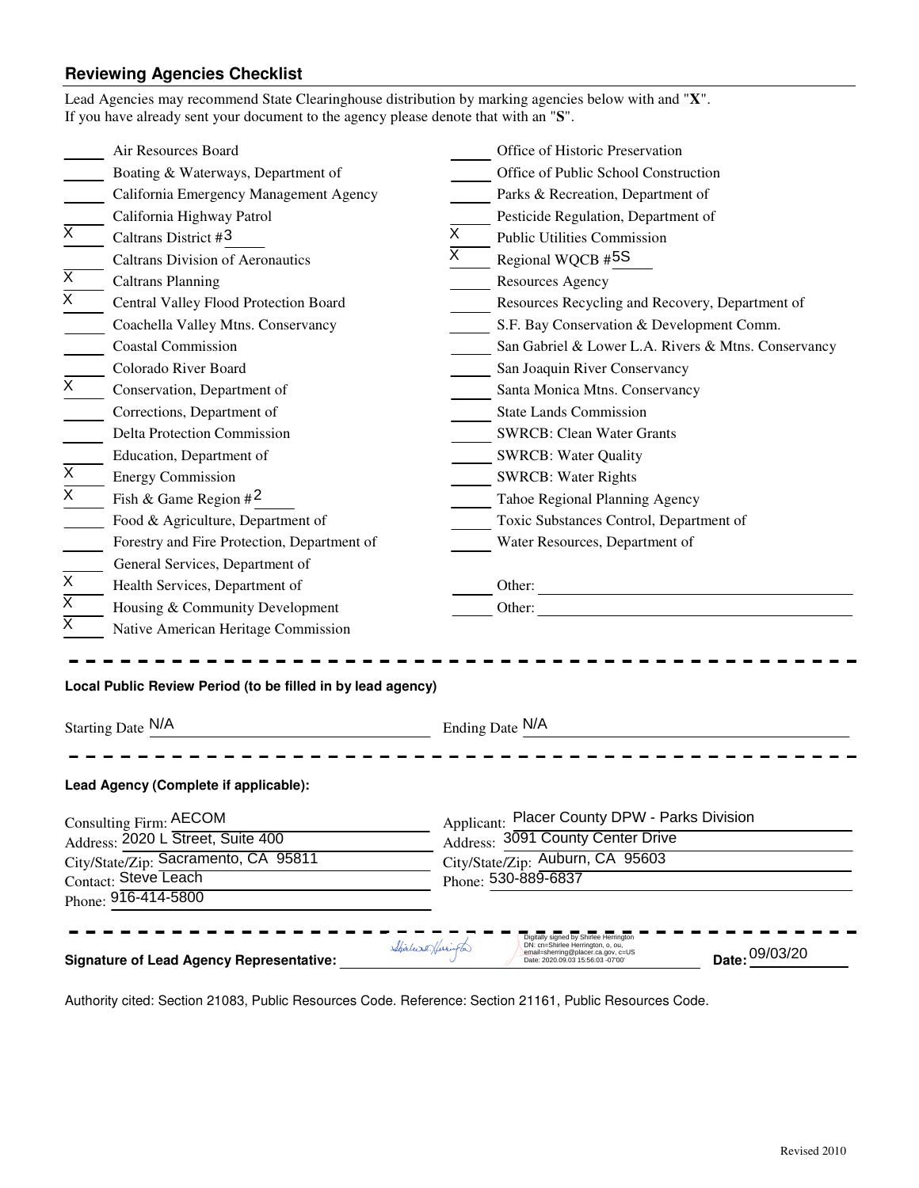## Reviewing Agencies Checklist

Lead Agencies may recommend State Clearinghouse distribution by marking agencies below with and "**X**".
If you have already sent your document to the agency please denote that with an "**S**".

| | | | |
|---|---|---|---|
| | Air Resources Board | | Office of Historic Preservation |
| | Boating & Waterways, Department of | | Office of Public School Construction |
| | California Emergency Management Agency | | Parks & Recreation, Department of |
| | California Highway Patrol | | Pesticide Regulation, Department of |
| X | Caltrans District #3 | X | Public Utilities Commission |
| | Caltrans Division of Aeronautics | X | Regional WQCB #5S |
| X | Caltrans Planning | | Resources Agency |
| X | Central Valley Flood Protection Board | | Resources Recycling and Recovery, Department of |
| | Coachella Valley Mtns. Conservancy | | S.F. Bay Conservation & Development Comm. |
| | Coastal Commission | | San Gabriel & Lower L.A. Rivers & Mtns. Conservancy |
| | Colorado River Board | | San Joaquin River Conservancy |
| X | Conservation, Department of | | Santa Monica Mtns. Conservancy |
| | Corrections, Department of | | State Lands Commission |
| | Delta Protection Commission | | SWRCB: Clean Water Grants |
| | Education, Department of | | SWRCB: Water Quality |
| X | Energy Commission | | SWRCB: Water Rights |
| X | Fish & Game Region #2 | | Tahoe Regional Planning Agency |
| | Food & Agriculture, Department of | | Toxic Substances Control, Department of |
| | Forestry and Fire Protection, Department of | | Water Resources, Department of |
| | General Services, Department of | | |
| X | Health Services, Department of | | Other: |
| X | Housing & Community Development | | Other: |
| X | Native American Heritage Commission | | |

---

**Local Public Review Period (to be filled in by lead agency)**

Starting Date N/A

Ending Date N/A

---

**Lead Agency (Complete if applicable):**

Consulting Firm: AECOM
Address: 2020 L Street, Suite 400
City/State/Zip: Sacramento, CA 95811
Contact: Steve Leach
Phone: 916-414-5800

Applicant: Placer County DPW - Parks Division
Address: 3091 County Center Drive
City/State/Zip: Auburn, CA 95603
Phone: 530-889-6837

---

**Signature of Lead Agency Representative:** Shirlee Herrington (Digitally signed by Shirlee Herrington DN: cn=Shirlee Herrington, o, ou, email=sherring@placer.ca.gov, c=US Date: 2020.09.03 15:56:03 -07'00')

**Date:** 09/03/20

Authority cited: Section 21083, Public Resources Code. Reference: Section 21161, Public Resources Code.

Revised 2010